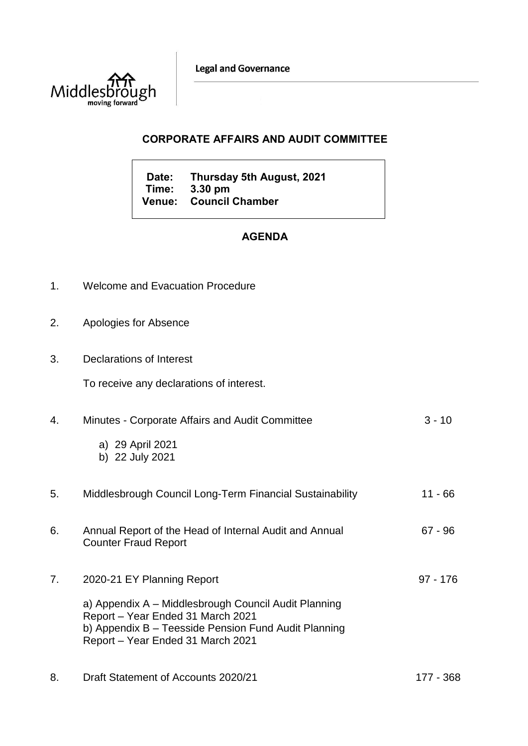Legal and Governance

## CORPORATE AFFAIRS AND AUDIT COMMITTEE

**Date: Thursday 5th August, 2021**
**Time: 3.30 pm**
**Venue: Council Chamber**

## AGENDA

| | | |
|---|---|---|
| 1. | Welcome and Evacuation Procedure | |
| 2. | Apologies for Absence | |
| 3. | Declarations of Interest<br><br>To receive any declarations of interest. | |
| 4. | Minutes - Corporate Affairs and Audit Committee<br><br>a) 29 April 2021<br>b) 22 July 2021 | 3 - 10 |
| 5. | Middlesbrough Council Long-Term Financial Sustainability | 11 - 66 |
| 6. | Annual Report of the Head of Internal Audit and Annual Counter Fraud Report | 67 - 96 |
| 7. | 2020-21 EY Planning Report<br><br>a) Appendix A – Middlesbrough Council Audit Planning Report – Year Ended 31 March 2021<br>b) Appendix B – Teesside Pension Fund Audit Planning Report – Year Ended 31 March 2021 | 97 - 176 |
| 8. | Draft Statement of Accounts 2020/21 | 177 - 368 |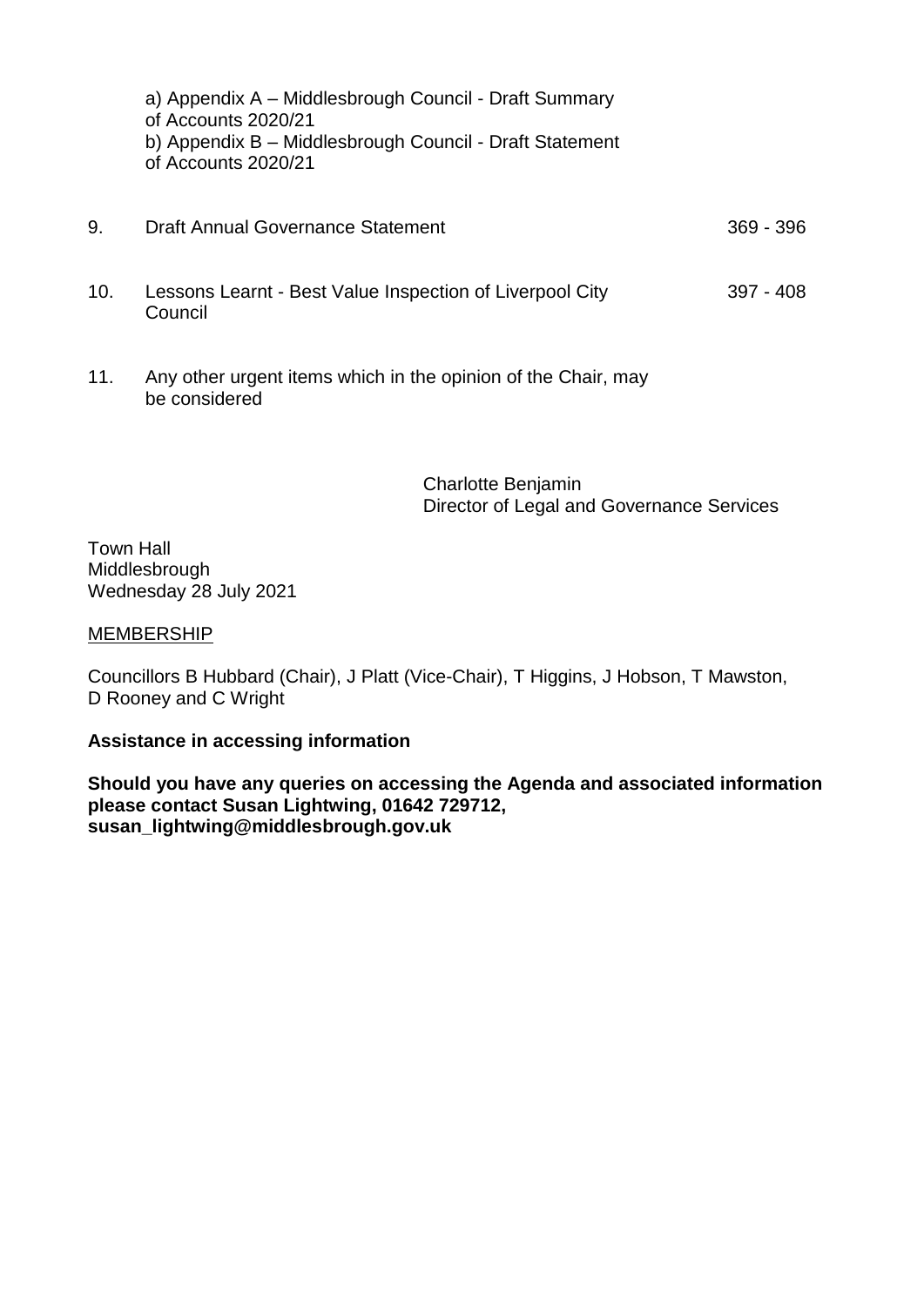a) Appendix A – Middlesbrough Council - Draft Summary of Accounts 2020/21
b) Appendix B – Middlesbrough Council - Draft Statement of Accounts 2020/21

| | | |
|---|---|---|
| 9. | Draft Annual Governance Statement | 369 - 396 |
| 10. | Lessons Learnt - Best Value Inspection of Liverpool City Council | 397 - 408 |
| 11. | Any other urgent items which in the opinion of the Chair, may be considered | |

Charlotte Benjamin
Director of Legal and Governance Services

Town Hall
Middlesbrough
Wednesday 28 July 2021

MEMBERSHIP

Councillors B Hubbard (Chair), J Platt (Vice-Chair), T Higgins, J Hobson, T Mawston, D Rooney and C Wright

**Assistance in accessing information**

**Should you have any queries on accessing the Agenda and associated information please contact Susan Lightwing, 01642 729712, susan_lightwing@middlesbrough.gov.uk**